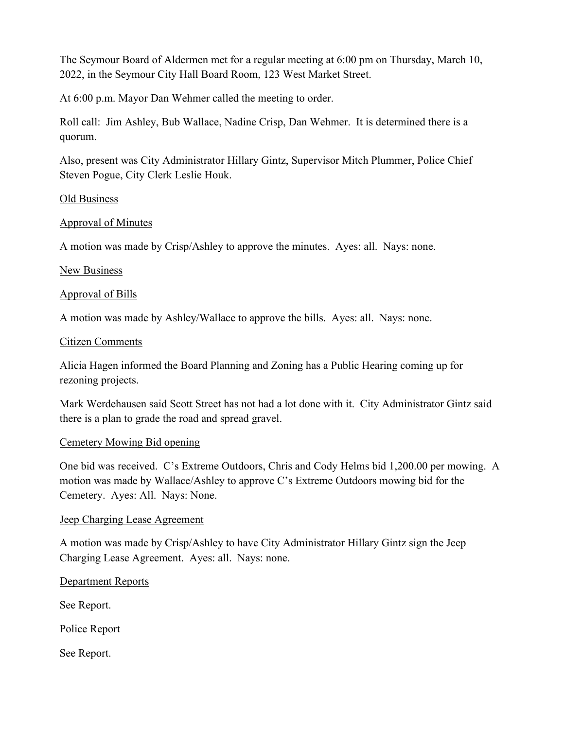The Seymour Board of Aldermen met for a regular meeting at 6:00 pm on Thursday, March 10, 2022, in the Seymour City Hall Board Room, 123 West Market Street.

At 6:00 p.m. Mayor Dan Wehmer called the meeting to order.

Roll call: Jim Ashley, Bub Wallace, Nadine Crisp, Dan Wehmer. It is determined there is a quorum.

Also, present was City Administrator Hillary Gintz, Supervisor Mitch Plummer, Police Chief Steven Pogue, City Clerk Leslie Houk.

<u>Old Business</u>

<u>Approval of Minutes</u>

A motion was made by Crisp/Ashley to approve the minutes. Ayes: all. Nays: none.

<u>New Business</u>

<u>Approval of Bills</u>

A motion was made by Ashley/Wallace to approve the bills. Ayes: all. Nays: none.

<u>Citizen Comments</u>

Alicia Hagen informed the Board Planning and Zoning has a Public Hearing coming up for rezoning projects.

Mark Werdehausen said Scott Street has not had a lot done with it. City Administrator Gintz said there is a plan to grade the road and spread gravel.

<u>Cemetery Mowing Bid opening</u>

One bid was received. C's Extreme Outdoors, Chris and Cody Helms bid 1,200.00 per mowing. A motion was made by Wallace/Ashley to approve C's Extreme Outdoors mowing bid for the Cemetery. Ayes: All. Nays: None.

<u>Jeep Charging Lease Agreement</u>

A motion was made by Crisp/Ashley to have City Administrator Hillary Gintz sign the Jeep Charging Lease Agreement. Ayes: all. Nays: none.

<u>Department Reports</u>

See Report.

<u>Police Report</u>

See Report.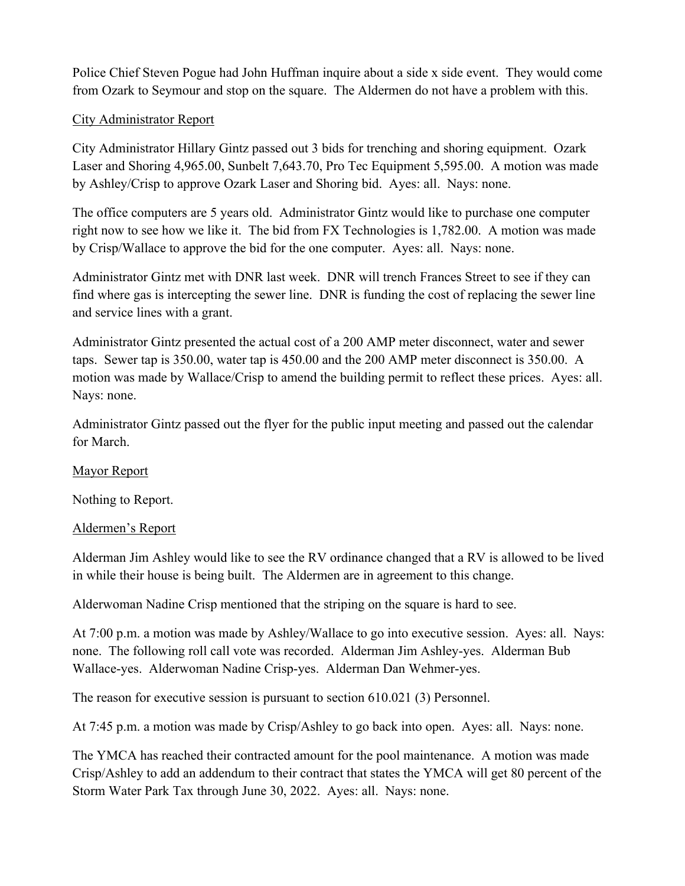Police Chief Steven Pogue had John Huffman inquire about a side x side event. They would come from Ozark to Seymour and stop on the square. The Aldermen do not have a problem with this.

City Administrator Report

City Administrator Hillary Gintz passed out 3 bids for trenching and shoring equipment. Ozark Laser and Shoring 4,965.00, Sunbelt 7,643.70, Pro Tec Equipment 5,595.00. A motion was made by Ashley/Crisp to approve Ozark Laser and Shoring bid. Ayes: all. Nays: none.

The office computers are 5 years old. Administrator Gintz would like to purchase one computer right now to see how we like it. The bid from FX Technologies is 1,782.00. A motion was made by Crisp/Wallace to approve the bid for the one computer. Ayes: all. Nays: none.

Administrator Gintz met with DNR last week. DNR will trench Frances Street to see if they can find where gas is intercepting the sewer line. DNR is funding the cost of replacing the sewer line and service lines with a grant.

Administrator Gintz presented the actual cost of a 200 AMP meter disconnect, water and sewer taps. Sewer tap is 350.00, water tap is 450.00 and the 200 AMP meter disconnect is 350.00. A motion was made by Wallace/Crisp to amend the building permit to reflect these prices. Ayes: all. Nays: none.

Administrator Gintz passed out the flyer for the public input meeting and passed out the calendar for March.

Mayor Report

Nothing to Report.

Aldermen's Report

Alderman Jim Ashley would like to see the RV ordinance changed that a RV is allowed to be lived in while their house is being built. The Aldermen are in agreement to this change.

Alderwoman Nadine Crisp mentioned that the striping on the square is hard to see.

At 7:00 p.m. a motion was made by Ashley/Wallace to go into executive session. Ayes: all. Nays: none. The following roll call vote was recorded. Alderman Jim Ashley-yes. Alderman Bub Wallace-yes. Alderwoman Nadine Crisp-yes. Alderman Dan Wehmer-yes.

The reason for executive session is pursuant to section 610.021 (3) Personnel.

At 7:45 p.m. a motion was made by Crisp/Ashley to go back into open. Ayes: all. Nays: none.

The YMCA has reached their contracted amount for the pool maintenance. A motion was made Crisp/Ashley to add an addendum to their contract that states the YMCA will get 80 percent of the Storm Water Park Tax through June 30, 2022. Ayes: all. Nays: none.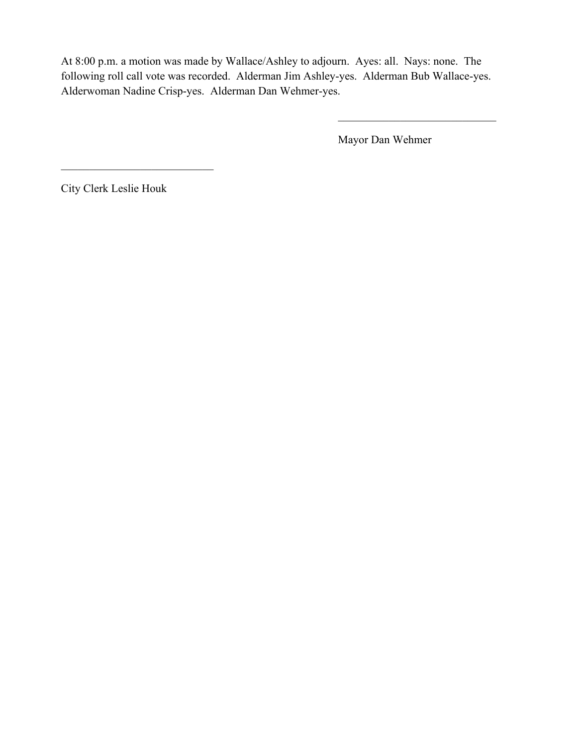At 8:00 p.m. a motion was made by Wallace/Ashley to adjourn. Ayes: all. Nays: none. The following roll call vote was recorded. Alderman Jim Ashley-yes. Alderman Bub Wallace-yes. Alderwoman Nadine Crisp-yes. Alderman Dan Wehmer-yes.

\_\_\_\_\_\_\_\_\_\_\_\_\_\_\_\_\_\_\_\_\_\_\_\_\_\_\_\_\_\_

Mayor Dan Wehmer

\_\_\_\_\_\_\_\_\_\_\_\_\_\_\_\_\_\_\_\_\_\_\_\_\_\_\_\_\_\_

City Clerk Leslie Houk